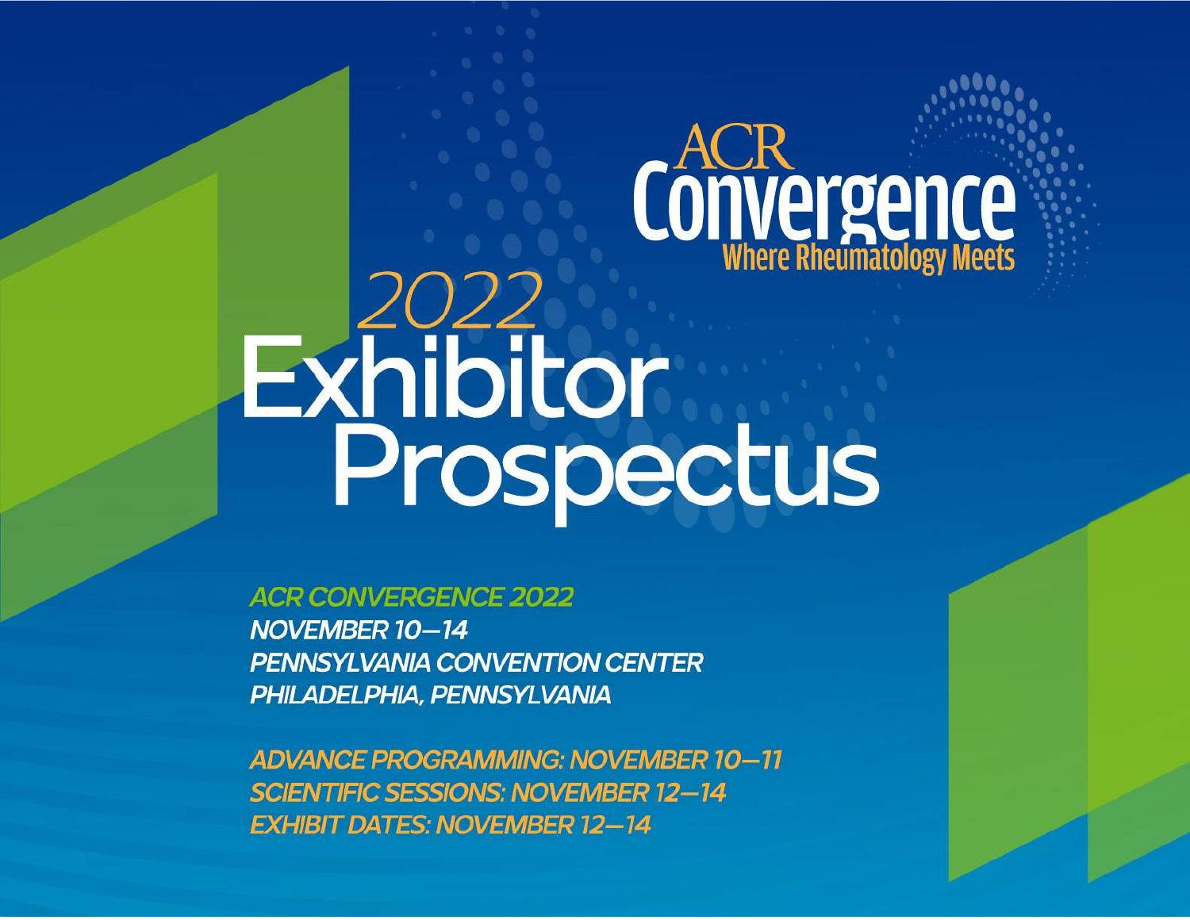# ACR Convergence

**Where Rheumatology Meets**

# 2022 Exhibitor Prospectus

**ACR CONVERGENCE 2022**
**NOVEMBER 10–14**
**PENNSYLVANIA CONVENTION CENTER**
**PHILADELPHIA, PENNSYLVANIA**

**ADVANCE PROGRAMMING: NOVEMBER 10–11**
**SCIENTIFIC SESSIONS: NOVEMBER 12–14**
**EXHIBIT DATES: NOVEMBER 12–14**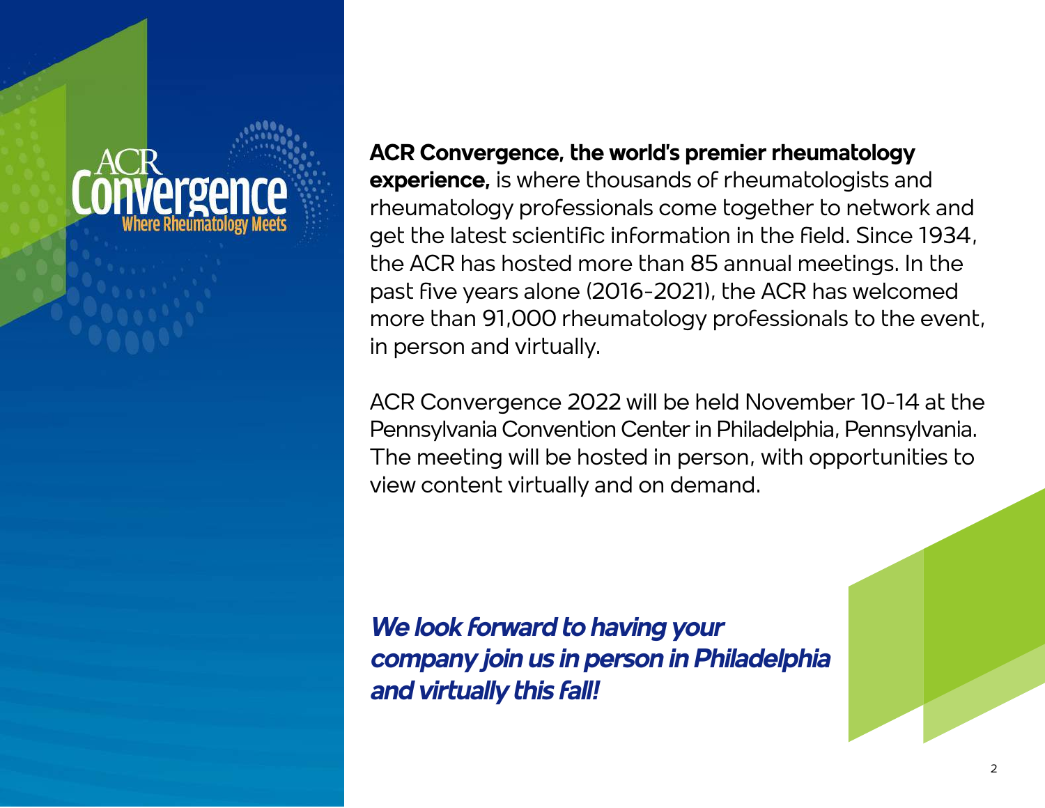**ACR Convergence, the world's premier rheumatology experience,** is where thousands of rheumatologists and rheumatology professionals come together to network and get the latest scientific information in the field. Since 1934, the ACR has hosted more than 85 annual meetings. In the past five years alone (2016-2021), the ACR has welcomed more than 91,000 rheumatology professionals to the event, in person and virtually.

ACR Convergence 2022 will be held November 10-14 at the Pennsylvania Convention Center in Philadelphia, Pennsylvania. The meeting will be hosted in person, with opportunities to view content virtually and on demand.

***We look forward to having your company join us in person in Philadelphia and virtually this fall!***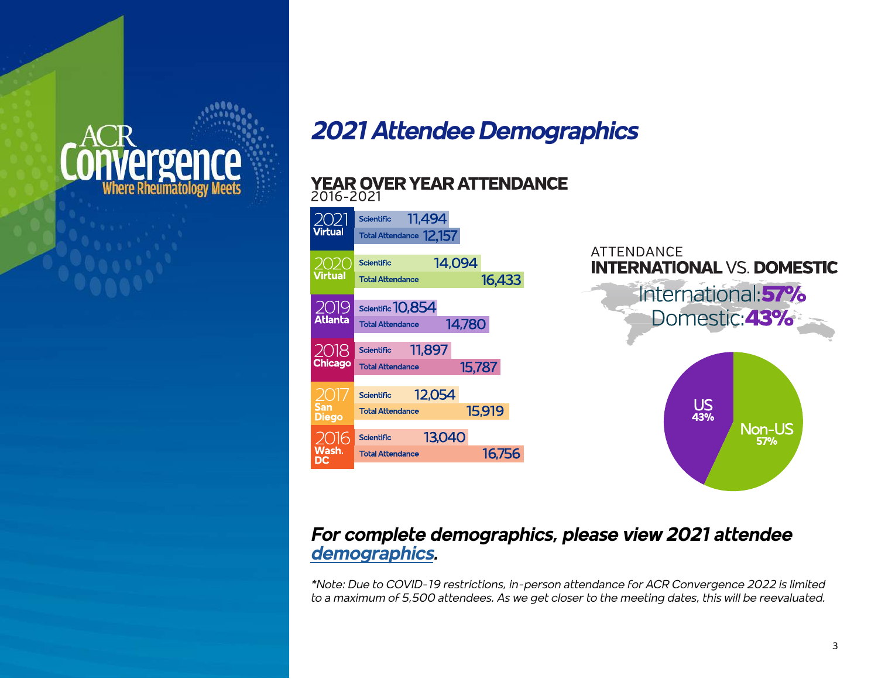# 2021 Attendee Demographics

## YEAR OVER YEAR ATTENDANCE

2016-2021

| Year | Location | Scientific | Total Attendance |
|---|---|---|---|
| 2021 | Virtual | 11,494 | 12,157 |
| 2020 | Virtual | 14,094 | 16,433 |
| 2019 | Atlanta | 10,854 | 14,780 |
| 2018 | Chicago | 11,897 | 15,787 |
| 2017 | San Diego | 12,054 | 15,919 |
| 2016 | Wash. DC | 13,040 | 16,756 |

## ATTENDANCE INTERNATIONAL VS. DOMESTIC

International: **57%**

Domestic: **43%**

| | |
|---|---|
| US | 43% |
| Non-US | 57% |

***For complete demographics, please view 2021 attendee demographics.***

*\*Note: Due to COVID-19 restrictions, in-person attendance for ACR Convergence 2022 is limited to a maximum of 5,500 attendees. As we get closer to the meeting dates, this will be reevaluated.*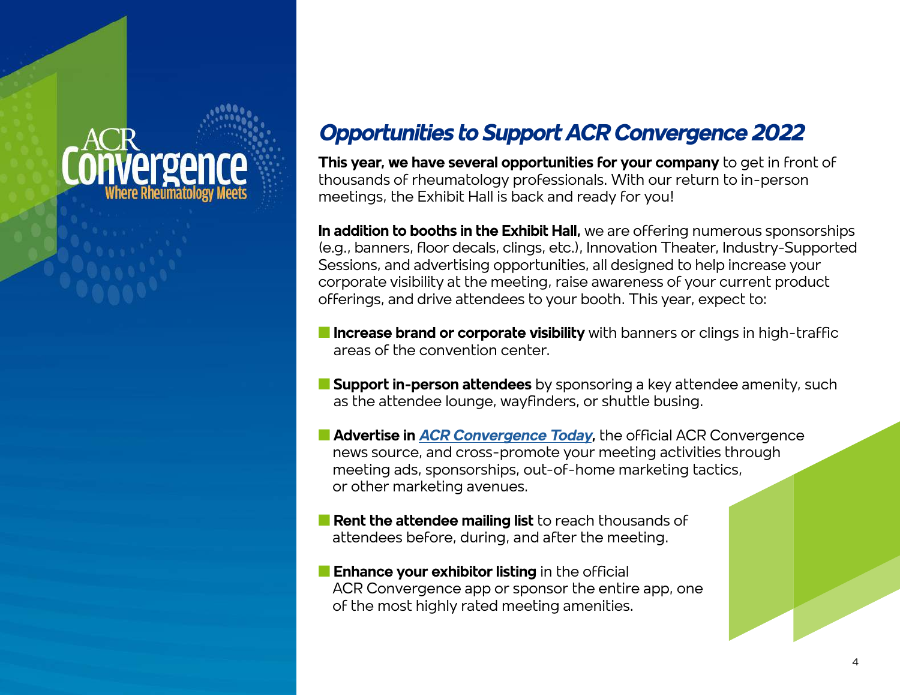## *Opportunities to Support ACR Convergence 2022*

**This year, we have several opportunities for your company** to get in front of thousands of rheumatology professionals. With our return to in-person meetings, the Exhibit Hall is back and ready for you!

**In addition to booths in the Exhibit Hall,** we are offering numerous sponsorships (e.g., banners, floor decals, clings, etc.), Innovation Theater, Industry-Supported Sessions, and advertising opportunities, all designed to help increase your corporate visibility at the meeting, raise awareness of your current product offerings, and drive attendees to your booth. This year, expect to:

- **Increase brand or corporate visibility** with banners or clings in high-traffic areas of the convention center.
- **Support in-person attendees** by sponsoring a key attendee amenity, such as the attendee lounge, wayfinders, or shuttle busing.
- **Advertise in *ACR Convergence Today*,** the official ACR Convergence news source, and cross-promote your meeting activities through meeting ads, sponsorships, out-of-home marketing tactics, or other marketing avenues.
- **Rent the attendee mailing list** to reach thousands of attendees before, during, and after the meeting.
- **Enhance your exhibitor listing** in the official ACR Convergence app or sponsor the entire app, one of the most highly rated meeting amenities.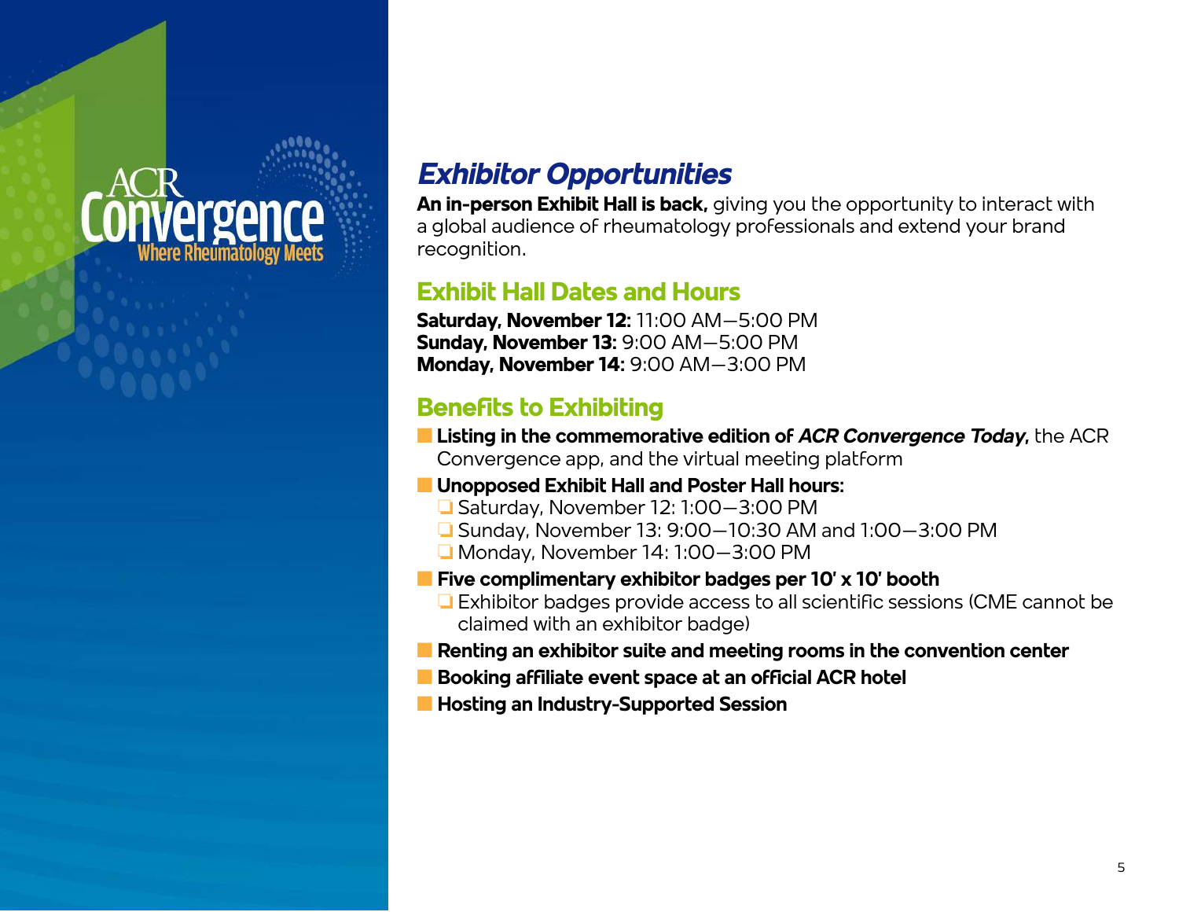ACR Convergence
Where Rheumatology Meets

## *Exhibitor Opportunities*

**An in-person Exhibit Hall is back,** giving you the opportunity to interact with a global audience of rheumatology professionals and extend your brand recognition.

### Exhibit Hall Dates and Hours

**Saturday, November 12:** 11:00 AM—5:00 PM
**Sunday, November 13:** 9:00 AM—5:00 PM
**Monday, November 14:** 9:00 AM—3:00 PM

### Benefits to Exhibiting

- **Listing in the commemorative edition of *ACR Convergence Today*,** the ACR Convergence app, and the virtual meeting platform
- **Unopposed Exhibit Hall and Poster Hall hours:**
  - Saturday, November 12: 1:00—3:00 PM
  - Sunday, November 13: 9:00—10:30 AM and 1:00—3:00 PM
  - Monday, November 14: 1:00—3:00 PM
- **Five complimentary exhibitor badges per 10' x 10' booth**
  - Exhibitor badges provide access to all scientific sessions (CME cannot be claimed with an exhibitor badge)
- **Renting an exhibitor suite and meeting rooms in the convention center**
- **Booking affiliate event space at an official ACR hotel**
- **Hosting an Industry-Supported Session**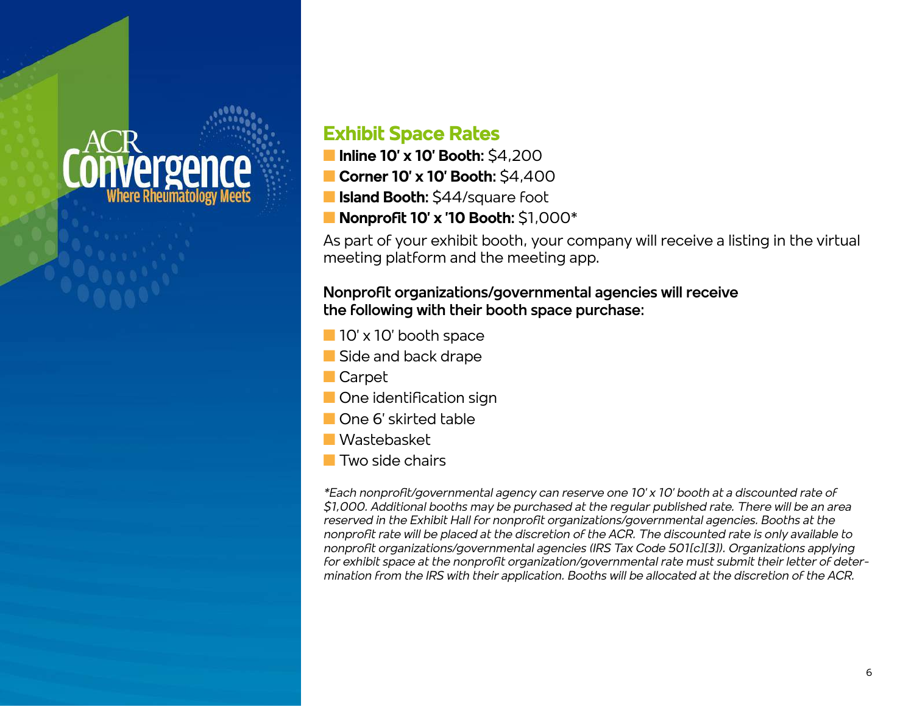## Exhibit Space Rates

- **Inline 10' x 10' Booth:** $4,200
- **Corner 10' x 10' Booth:** $4,400
- **Island Booth:** $44/square foot
- **Nonprofit 10' x '10 Booth:** $1,000*

As part of your exhibit booth, your company will receive a listing in the virtual meeting platform and the meeting app.

**Nonprofit organizations/governmental agencies will receive the following with their booth space purchase:**

- 10' x 10' booth space
- Side and back drape
- Carpet
- One identification sign
- One 6' skirted table
- Wastebasket
- Two side chairs

*\*Each nonprofit/governmental agency can reserve one 10' x 10' booth at a discounted rate of $1,000. Additional booths may be purchased at the regular published rate. There will be an area reserved in the Exhibit Hall for nonprofit organizations/governmental agencies. Booths at the nonprofit rate will be placed at the discretion of the ACR. The discounted rate is only available to nonprofit organizations/governmental agencies (IRS Tax Code 501[c][3]). Organizations applying for exhibit space at the nonprofit organization/governmental rate must submit their letter of determination from the IRS with their application. Booths will be allocated at the discretion of the ACR.*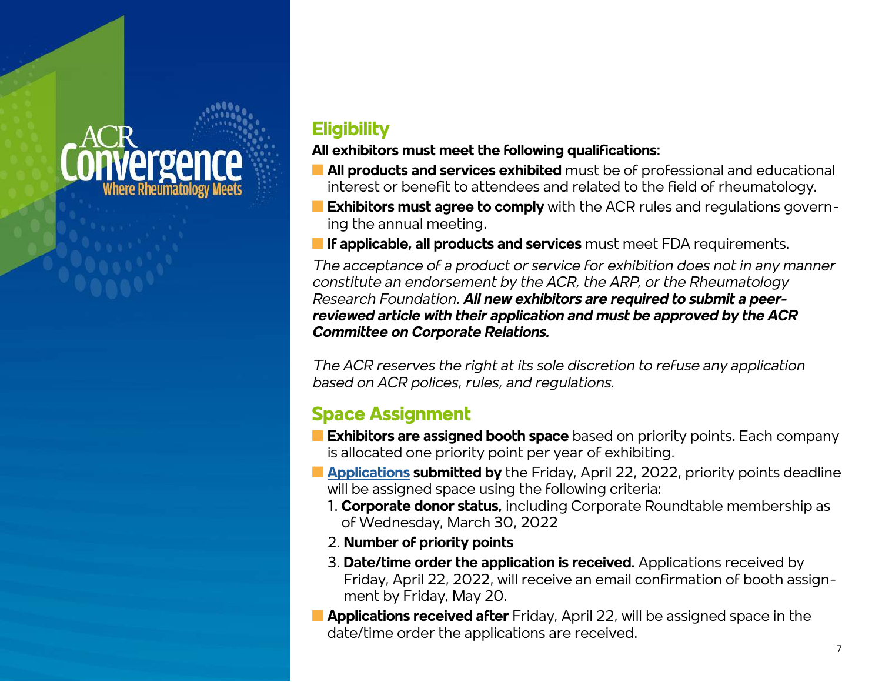## Eligibility

**All exhibitors must meet the following qualifications:**

- **All products and services exhibited** must be of professional and educational interest or benefit to attendees and related to the field of rheumatology.
- **Exhibitors must agree to comply** with the ACR rules and regulations governing the annual meeting.
- **If applicable, all products and services** must meet FDA requirements.

*The acceptance of a product or service for exhibition does not in any manner constitute an endorsement by the ACR, the ARP, or the Rheumatology Research Foundation.* ***All new exhibitors are required to submit a peer-reviewed article with their application and must be approved by the ACR Committee on Corporate Relations.***

*The ACR reserves the right at its sole discretion to refuse any application based on ACR polices, rules, and regulations.*

## Space Assignment

- **Exhibitors are assigned booth space** based on priority points. Each company is allocated one priority point per year of exhibiting.
- **Applications submitted by** the Friday, April 22, 2022, priority points deadline will be assigned space using the following criteria:
  1. **Corporate donor status,** including Corporate Roundtable membership as of Wednesday, March 30, 2022
  2. **Number of priority points**
  3. **Date/time order the application is received.** Applications received by Friday, April 22, 2022, will receive an email confirmation of booth assignment by Friday, May 20.
- **Applications received after** Friday, April 22, will be assigned space in the date/time order the applications are received.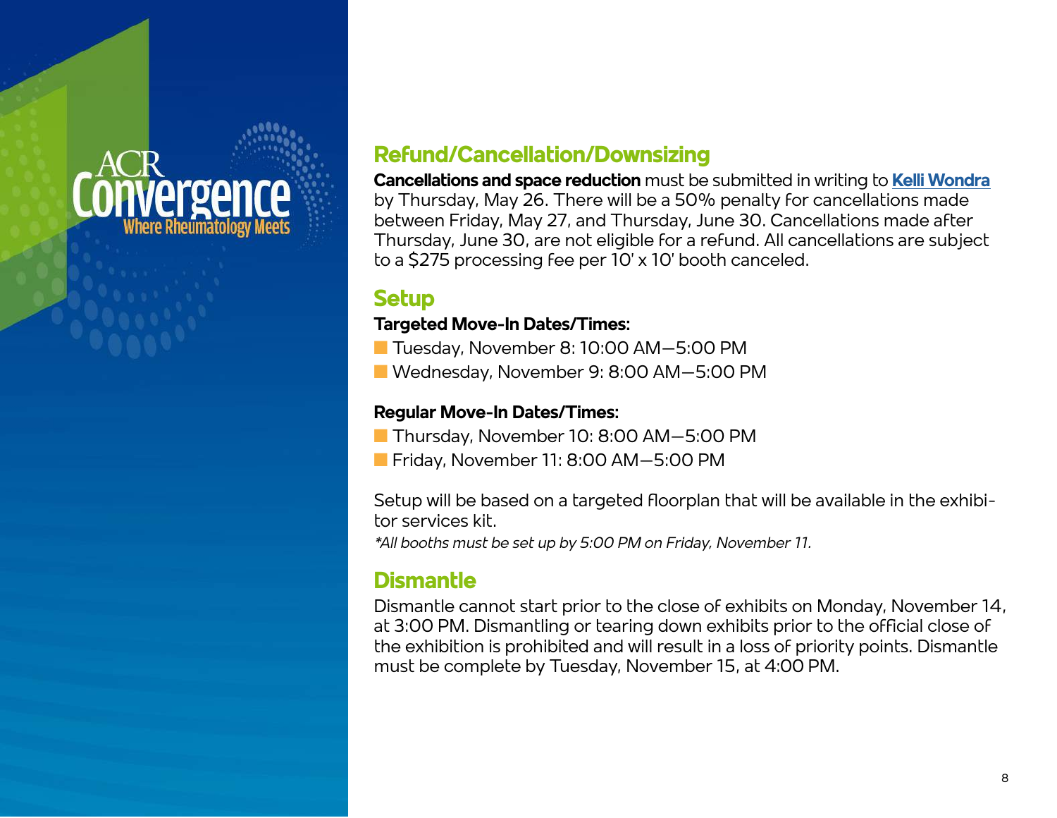## Refund/Cancellation/Downsizing

**Cancellations and space reduction** must be submitted in writing to **Kelli Wondra** by Thursday, May 26. There will be a 50% penalty for cancellations made between Friday, May 27, and Thursday, June 30. Cancellations made after Thursday, June 30, are not eligible for a refund. All cancellations are subject to a $275 processing fee per 10' x 10' booth canceled.

## Setup

**Targeted Move-In Dates/Times:**

- Tuesday, November 8: 10:00 AM—5:00 PM
- Wednesday, November 9: 8:00 AM—5:00 PM

**Regular Move-In Dates/Times:**

- Thursday, November 10: 8:00 AM—5:00 PM
- Friday, November 11: 8:00 AM—5:00 PM

Setup will be based on a targeted floorplan that will be available in the exhibitor services kit.

*\*All booths must be set up by 5:00 PM on Friday, November 11.*

## Dismantle

Dismantle cannot start prior to the close of exhibits on Monday, November 14, at 3:00 PM. Dismantling or tearing down exhibits prior to the official close of the exhibition is prohibited and will result in a loss of priority points. Dismantle must be complete by Tuesday, November 15, at 4:00 PM.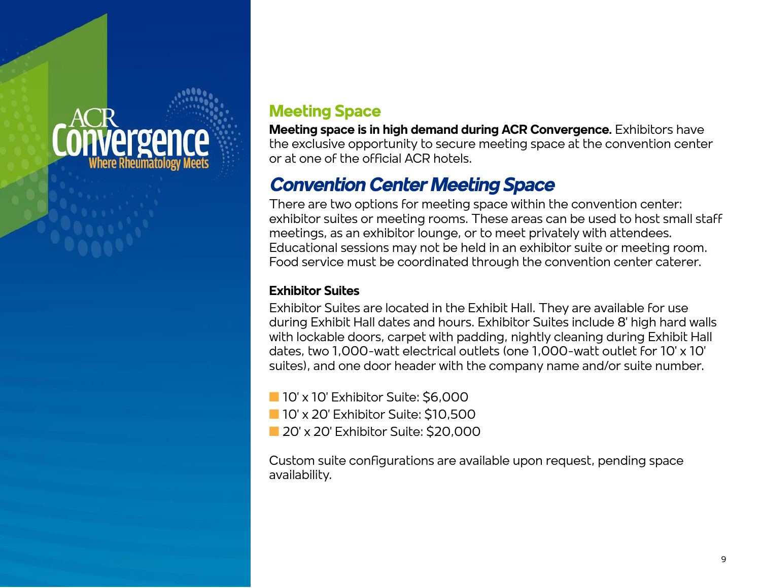## Meeting Space

**Meeting space is in high demand during ACR Convergence.** Exhibitors have the exclusive opportunity to secure meeting space at the convention center or at one of the official ACR hotels.

## *Convention Center Meeting Space*

There are two options for meeting space within the convention center: exhibitor suites or meeting rooms. These areas can be used to host small staff meetings, as an exhibitor lounge, or to meet privately with attendees. Educational sessions may not be held in an exhibitor suite or meeting room. Food service must be coordinated through the convention center caterer.

### Exhibitor Suites

Exhibitor Suites are located in the Exhibit Hall. They are available for use during Exhibit Hall dates and hours. Exhibitor Suites include 8' high hard walls with lockable doors, carpet with padding, nightly cleaning during Exhibit Hall dates, two 1,000-watt electrical outlets (one 1,000-watt outlet for 10' x 10' suites), and one door header with the company name and/or suite number.

- 10' x 10' Exhibitor Suite: $6,000
- 10' x 20' Exhibitor Suite: $10,500
- 20' x 20' Exhibitor Suite: $20,000

Custom suite configurations are available upon request, pending space availability.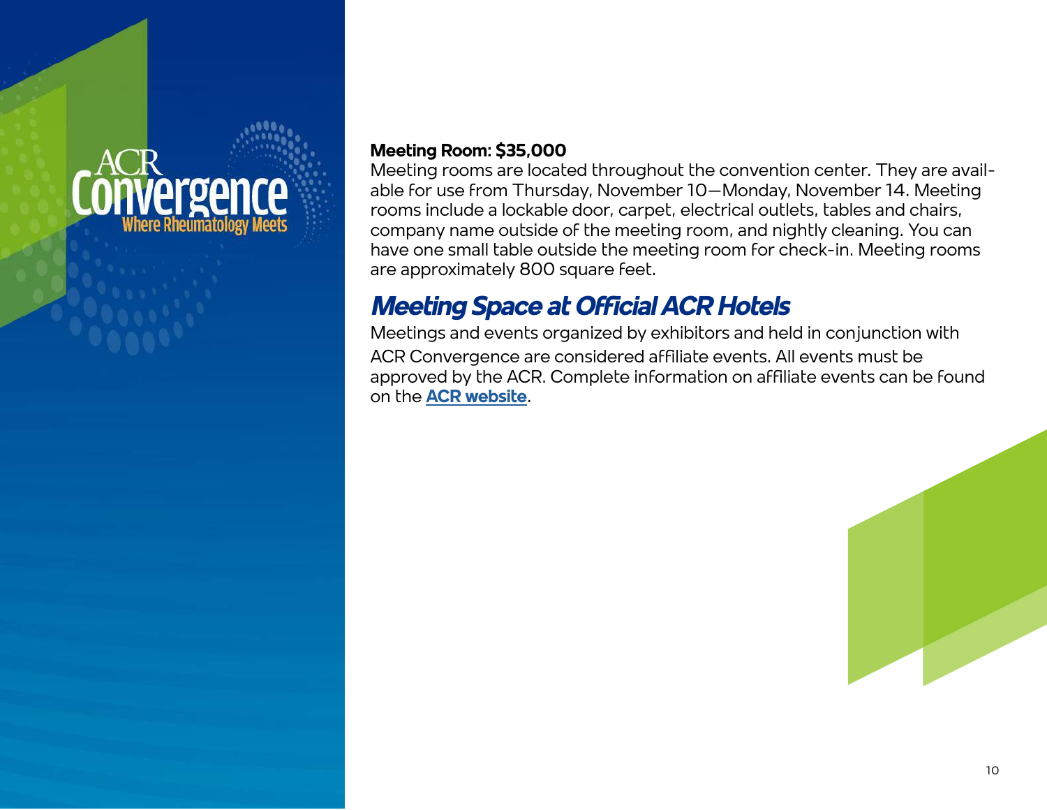**Meeting Room: $35,000**

Meeting rooms are located throughout the convention center. They are available for use from Thursday, November 10—Monday, November 14. Meeting rooms include a lockable door, carpet, electrical outlets, tables and chairs, company name outside of the meeting room, and nightly cleaning. You can have one small table outside the meeting room for check-in. Meeting rooms are approximately 800 square feet.

## *Meeting Space at Official ACR Hotels*

Meetings and events organized by exhibitors and held in conjunction with ACR Convergence are considered affiliate events. All events must be approved by the ACR. Complete information on affiliate events can be found on the **ACR website**.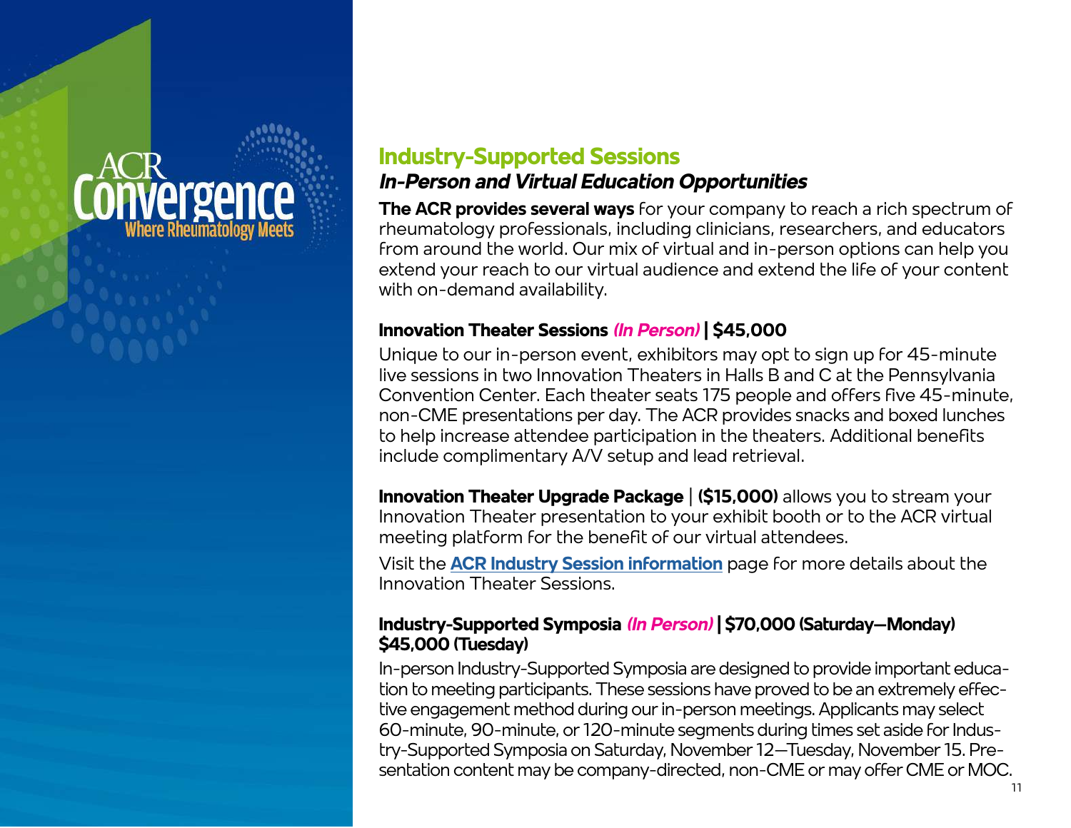ACR Convergence
Where Rheumatology Meets

## Industry-Supported Sessions

### *In-Person and Virtual Education Opportunities*

**The ACR provides several ways** for your company to reach a rich spectrum of rheumatology professionals, including clinicians, researchers, and educators from around the world. Our mix of virtual and in-person options can help you extend your reach to our virtual audience and extend the life of your content with on-demand availability.

**Innovation Theater Sessions *(In Person)* | $45,000**

Unique to our in-person event, exhibitors may opt to sign up for 45-minute live sessions in two Innovation Theaters in Halls B and C at the Pennsylvania Convention Center. Each theater seats 175 people and offers five 45-minute, non-CME presentations per day. The ACR provides snacks and boxed lunches to help increase attendee participation in the theaters. Additional benefits include complimentary A/V setup and lead retrieval.

**Innovation Theater Upgrade Package** | **($15,000)** allows you to stream your Innovation Theater presentation to your exhibit booth or to the ACR virtual meeting platform for the benefit of our virtual attendees.

Visit the **ACR Industry Session information** page for more details about the Innovation Theater Sessions.

**Industry-Supported Symposia *(In Person)* | $70,000 (Saturday–Monday) $45,000 (Tuesday)**

In-person Industry-Supported Symposia are designed to provide important education to meeting participants. These sessions have proved to be an extremely effective engagement method during our in-person meetings. Applicants may select 60-minute, 90-minute, or 120-minute segments during times set aside for Industry-Supported Symposia on Saturday, November 12–Tuesday, November 15. Presentation content may be company-directed, non-CME or may offer CME or MOC.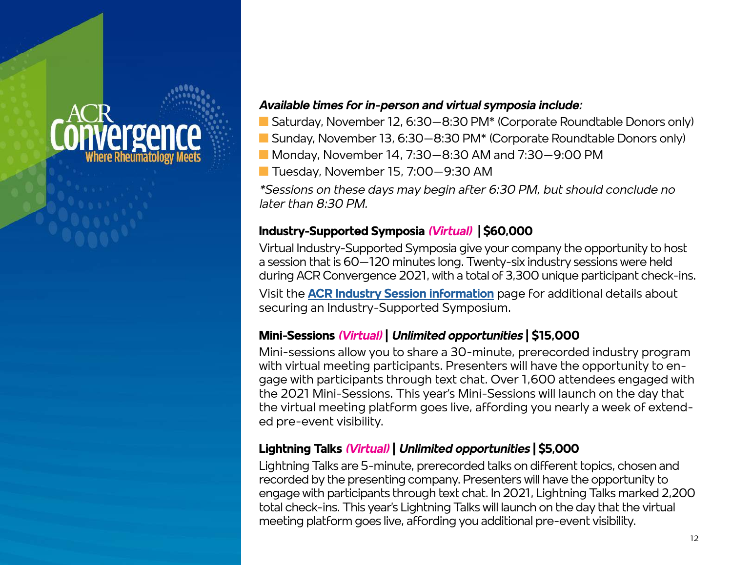***Available times for in-person and virtual symposia include:***

- Saturday, November 12, 6:30—8:30 PM* (Corporate Roundtable Donors only)
- Sunday, November 13, 6:30—8:30 PM* (Corporate Roundtable Donors only)
- Monday, November 14, 7:30—8:30 AM and 7:30—9:00 PM
- Tuesday, November 15, 7:00—9:30 AM

*\*Sessions on these days may begin after 6:30 PM, but should conclude no later than 8:30 PM.*

### Industry-Supported Symposia *(Virtual)* | $60,000

Virtual Industry-Supported Symposia give your company the opportunity to host a session that is 60—120 minutes long. Twenty-six industry sessions were held during ACR Convergence 2021, with a total of 3,300 unique participant check-ins.

Visit the **ACR Industry Session information** page for additional details about securing an Industry-Supported Symposium.

### Mini-Sessions *(Virtual)* | *Unlimited opportunities* | $15,000

Mini-sessions allow you to share a 30-minute, prerecorded industry program with virtual meeting participants. Presenters will have the opportunity to engage with participants through text chat. Over 1,600 attendees engaged with the 2021 Mini-Sessions. This year's Mini-Sessions will launch on the day that the virtual meeting platform goes live, affording you nearly a week of extended pre-event visibility.

### Lightning Talks *(Virtual)* | *Unlimited opportunities* | $5,000

Lightning Talks are 5-minute, prerecorded talks on different topics, chosen and recorded by the presenting company. Presenters will have the opportunity to engage with participants through text chat. In 2021, Lightning Talks marked 2,200 total check-ins. This year's Lightning Talks will launch on the day that the virtual meeting platform goes live, affording you additional pre-event visibility.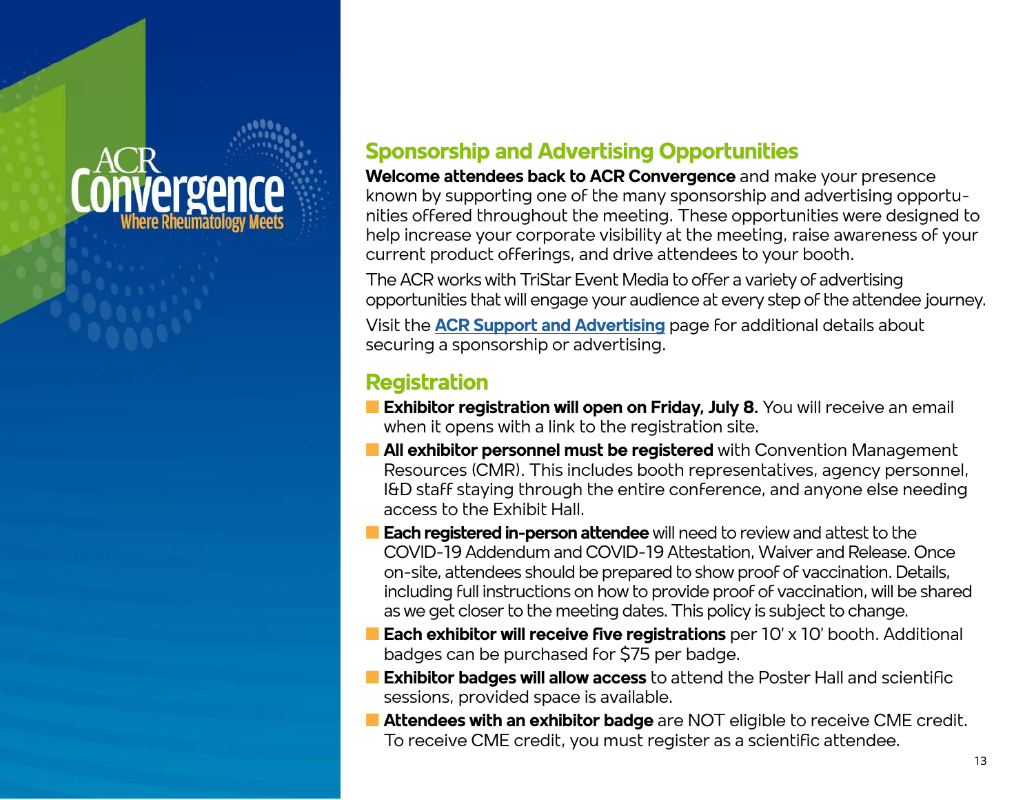ACR Convergence
Where Rheumatology Meets

## Sponsorship and Advertising Opportunities

**Welcome attendees back to ACR Convergence** and make your presence known by supporting one of the many sponsorship and advertising opportunities offered throughout the meeting. These opportunities were designed to help increase your corporate visibility at the meeting, raise awareness of your current product offerings, and drive attendees to your booth.

The ACR works with TriStar Event Media to offer a variety of advertising opportunities that will engage your audience at every step of the attendee journey.

Visit the **ACR Support and Advertising** page for additional details about securing a sponsorship or advertising.

## Registration

- **Exhibitor registration will open on Friday, July 8.** You will receive an email when it opens with a link to the registration site.
- **All exhibitor personnel must be registered** with Convention Management Resources (CMR). This includes booth representatives, agency personnel, I&D staff staying through the entire conference, and anyone else needing access to the Exhibit Hall.
- **Each registered in-person attendee** will need to review and attest to the COVID-19 Addendum and COVID-19 Attestation, Waiver and Release. Once on-site, attendees should be prepared to show proof of vaccination. Details, including full instructions on how to provide proof of vaccination, will be shared as we get closer to the meeting dates. This policy is subject to change.
- **Each exhibitor will receive five registrations** per 10' x 10' booth. Additional badges can be purchased for $75 per badge.
- **Exhibitor badges will allow access** to attend the Poster Hall and scientific sessions, provided space is available.
- **Attendees with an exhibitor badge** are NOT eligible to receive CME credit. To receive CME credit, you must register as a scientific attendee.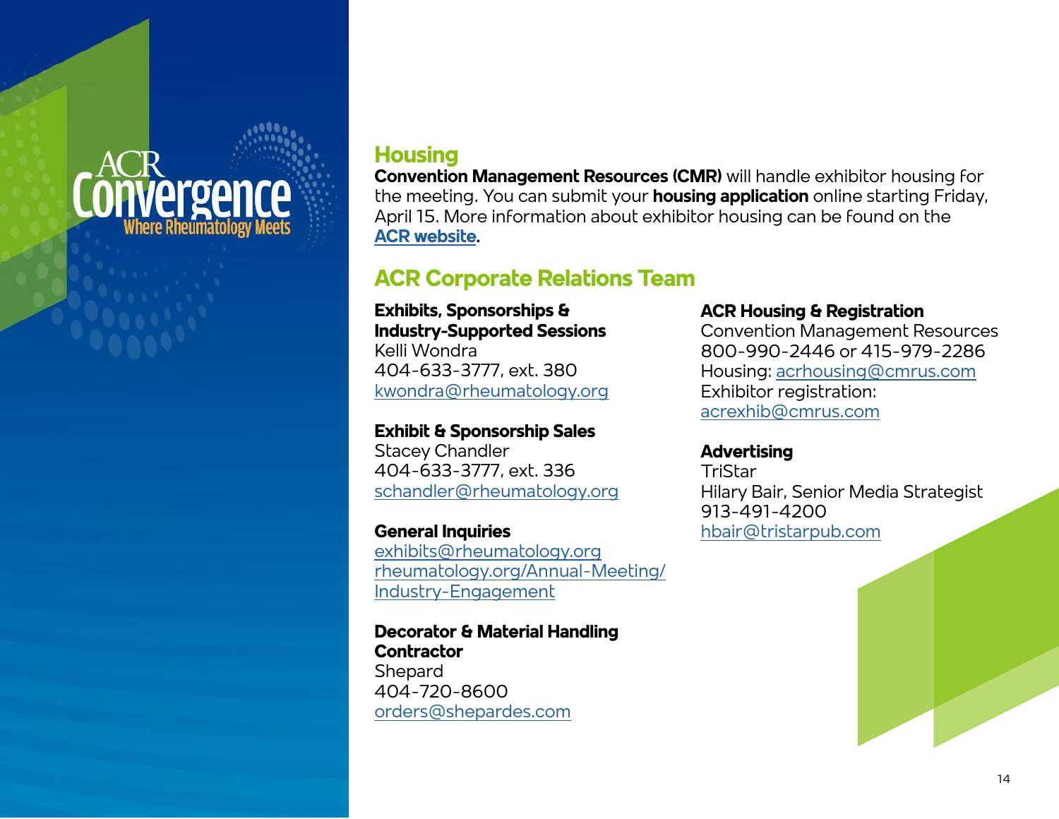## Housing

**Convention Management Resources (CMR)** will handle exhibitor housing for the meeting. You can submit your **housing application** online starting Friday, April 15. More information about exhibitor housing can be found on the **ACR website**.

## ACR Corporate Relations Team

**Exhibits, Sponsorships & Industry-Supported Sessions**
Kelli Wondra
404-633-3777, ext. 380
kwondra@rheumatology.org

**Exhibit & Sponsorship Sales**
Stacey Chandler
404-633-3777, ext. 336
schandler@rheumatology.org

**General Inquiries**
exhibits@rheumatology.org
rheumatology.org/Annual-Meeting/Industry-Engagement

**Decorator & Material Handling Contractor**
Shepard
404-720-8600
orders@shepardes.com

**ACR Housing & Registration**
Convention Management Resources
800-990-2446 or 415-979-2286
Housing: acrhousing@cmrus.com
Exhibitor registration:
acrexhib@cmrus.com

**Advertising**
TriStar
Hilary Bair, Senior Media Strategist
913-491-4200
hbair@tristarpub.com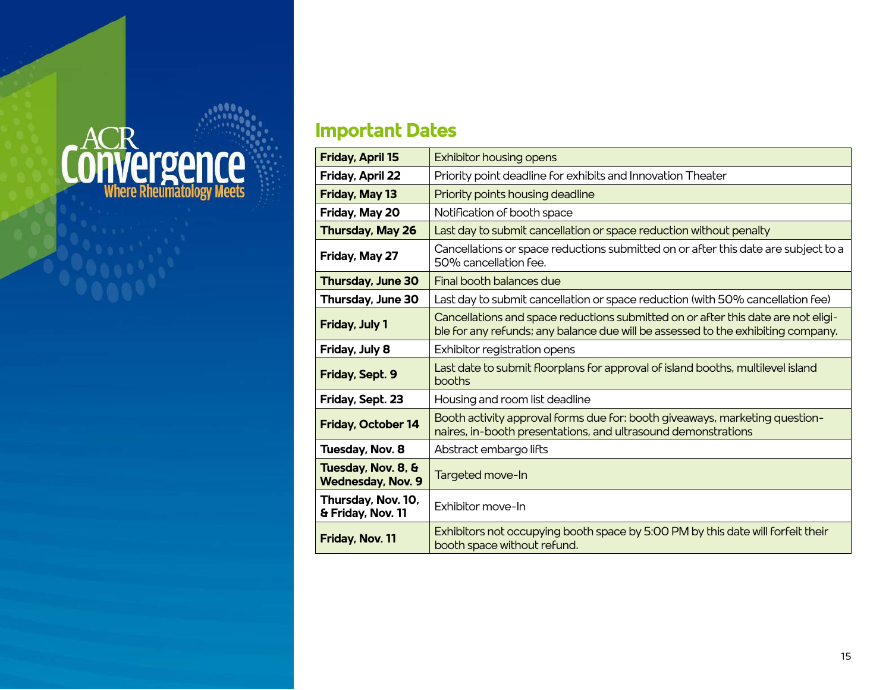ACR Convergence
Where Rheumatology Meets

## Important Dates

| | |
|---|---|
| **Friday, April 15** | Exhibitor housing opens |
| **Friday, April 22** | Priority point deadline for exhibits and Innovation Theater |
| **Friday, May 13** | Priority points housing deadline |
| **Friday, May 20** | Notification of booth space |
| **Thursday, May 26** | Last day to submit cancellation or space reduction without penalty |
| **Friday, May 27** | Cancellations or space reductions submitted on or after this date are subject to a 50% cancellation fee. |
| **Thursday, June 30** | Final booth balances due |
| **Thursday, June 30** | Last day to submit cancellation or space reduction (with 50% cancellation fee) |
| **Friday, July 1** | Cancellations and space reductions submitted on or after this date are not eligible for any refunds; any balance due will be assessed to the exhibiting company. |
| **Friday, July 8** | Exhibitor registration opens |
| **Friday, Sept. 9** | Last date to submit floorplans for approval of island booths, multilevel island booths |
| **Friday, Sept. 23** | Housing and room list deadline |
| **Friday, October 14** | Booth activity approval forms due for: booth giveaways, marketing questionnaires, in-booth presentations, and ultrasound demonstrations |
| **Tuesday, Nov. 8** | Abstract embargo lifts |
| **Tuesday, Nov. 8, & Wednesday, Nov. 9** | Targeted move-In |
| **Thursday, Nov. 10, & Friday, Nov. 11** | Exhibitor move-In |
| **Friday, Nov. 11** | Exhibitors not occupying booth space by 5:00 PM by this date will forfeit their booth space without refund. |